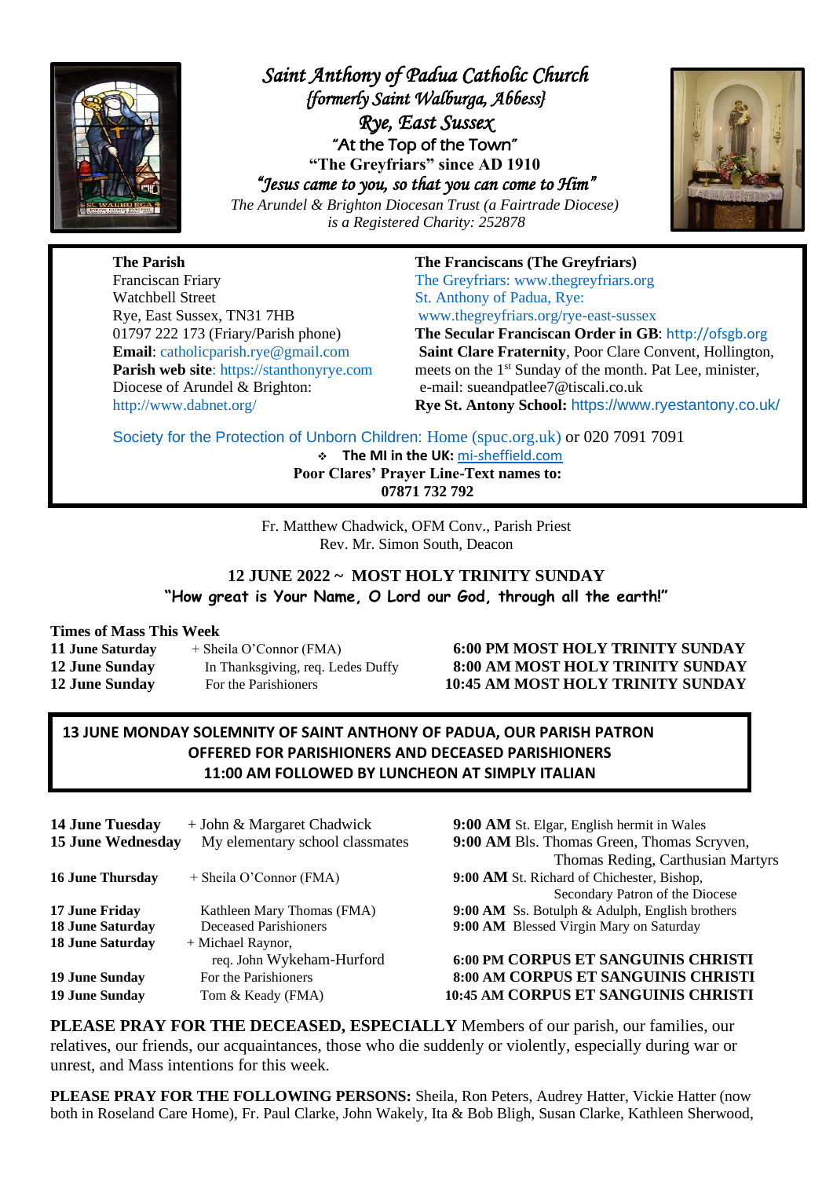# *Saint Anthony of Padua Catholic Church*
## *{formerly Saint Walburga, Abbess}*
## *Rye, East Sussex*

"At the Top of the Town"

**"The Greyfriars" since AD 1910**

***"Jesus came to you, so that you can come to Him"***

*The Arundel & Brighton Diocesan Trust (a Fairtrade Diocese) is a Registered Charity: 252878*

**The Parish**
Franciscan Friary
Watchbell Street
Rye, East Sussex, TN31 7HB
01797 222 173 (Friary/Parish phone)
**Email**: catholicparish.rye@gmail.com
**Parish web site**: https://stanthonyrye.com
Diocese of Arundel & Brighton:
http://www.dabnet.org/

**The Franciscans (The Greyfriars)**
The Greyfriars: www.thegreyfriars.org
St. Anthony of Padua, Rye:
www.thegreyfriars.org/rye-east-sussex
**The Secular Franciscan Order in GB**: http://ofsgb.org
**Saint Clare Fraternity**, Poor Clare Convent, Hollington, meets on the 1st Sunday of the month. Pat Lee, minister, e-mail: sueandpatlee7@tiscali.co.uk
**Rye St. Antony School:** https://www.ryestantony.co.uk/

Society for the Protection of Unborn Children: Home (spuc.org.uk) or 020 7091 7091

- **The MI in the UK:** mi-sheffield.com

**Poor Clares' Prayer Line-Text names to:**
**07871 732 792**

Fr. Matthew Chadwick, OFM Conv., Parish Priest
Rev. Mr. Simon South, Deacon

## 12 JUNE 2022 ~ MOST HOLY TRINITY SUNDAY

**"How great is Your Name, O Lord our God, through all the earth!"**

**Times of Mass This Week**

| | | |
|---|---|---|
| **11 June Saturday** | + Sheila O'Connor (FMA) | **6:00 PM MOST HOLY TRINITY SUNDAY** |
| **12 June Sunday** | In Thanksgiving, req. Ledes Duffy | **8:00 AM MOST HOLY TRINITY SUNDAY** |
| **12 June Sunday** | For the Parishioners | **10:45 AM MOST HOLY TRINITY SUNDAY** |

**13 JUNE MONDAY SOLEMNITY OF SAINT ANTHONY OF PADUA, OUR PARISH PATRON**
**OFFERED FOR PARISHIONERS AND DECEASED PARISHIONERS**
**11:00 AM FOLLOWED BY LUNCHEON AT SIMPLY ITALIAN**

| | | |
|---|---|---|
| **14 June Tuesday** | + John & Margaret Chadwick | **9:00 AM** St. Elgar, English hermit in Wales |
| **15 June Wednesday** | My elementary school classmates | **9:00 AM** Bls. Thomas Green, Thomas Scryven, Thomas Reding, Carthusian Martyrs |
| **16 June Thursday** | + Sheila O'Connor (FMA) | **9:00 AM** St. Richard of Chichester, Bishop, Secondary Patron of the Diocese |
| **17 June Friday** | Kathleen Mary Thomas (FMA) | **9:00 AM** Ss. Botulph & Adulph, English brothers |
| **18 June Saturday** | Deceased Parishioners | **9:00 AM** Blessed Virgin Mary on Saturday |
| **18 June Saturday** | + Michael Raynor, req. John Wykeham-Hurford | **6:00 PM CORPUS ET SANGUINIS CHRISTI** |
| **19 June Sunday** | For the Parishioners | **8:00 AM CORPUS ET SANGUINIS CHRISTI** |
| **19 June Sunday** | Tom & Keady (FMA) | **10:45 AM CORPUS ET SANGUINIS CHRISTI** |

**PLEASE PRAY FOR THE DECEASED, ESPECIALLY** Members of our parish, our families, our relatives, our friends, our acquaintances, those who die suddenly or violently, especially during war or unrest, and Mass intentions for this week.

**PLEASE PRAY FOR THE FOLLOWING PERSONS:** Sheila, Ron Peters, Audrey Hatter, Vickie Hatter (now both in Roseland Care Home), Fr. Paul Clarke, John Wakely, Ita & Bob Bligh, Susan Clarke, Kathleen Sherwood,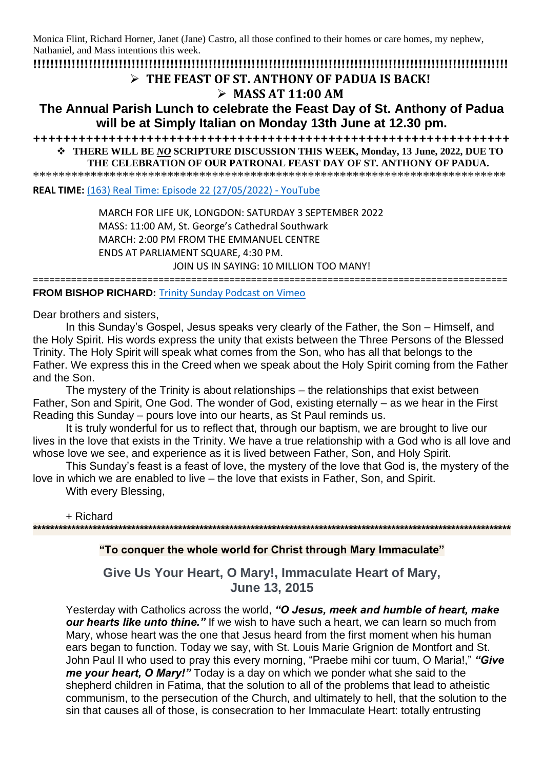Monica Flint, Richard Horner, Janet (Jane) Castro, all those confined to their homes or care homes, my nephew, Nathaniel, and Mass intentions this week.

!!!!!!!!!!!!!!!!!!!!!!!!!!!!!!!!!!!!!!!!!!!!!!!!!!!!!!!!!!!!!!!!!!!!!!!!!!!!!!!!!!!!!!!!!!!!!!!!!!!!!!!!!!!!!!!!!!!!!!

- **THE FEAST OF ST. ANTHONY OF PADUA IS BACK!**
- **MASS AT 11:00 AM**

## The Annual Parish Lunch to celebrate the Feast Day of St. Anthony of Padua will be at Simply Italian on Monday 13th June at 12.30 pm.

++++++++++++++++++++++++++++++++++++++++++++++++++++++++++++++++

- **THERE WILL BE *NO* SCRIPTURE DISCUSSION THIS WEEK, Monday, 13 June, 2022, DUE TO THE CELEBRATION OF OUR PATRONAL FEAST DAY OF ST. ANTHONY OF PADUA.**

***************************************************************************

**REAL TIME:** (163) Real Time: Episode 22 (27/05/2022) - YouTube

MARCH FOR LIFE UK, LONGDON: SATURDAY 3 SEPTEMBER 2022
MASS: 11:00 AM, St. George's Cathedral Southwark
MARCH: 2:00 PM FROM THE EMMANUEL CENTRE
ENDS AT PARLIAMENT SQUARE, 4:30 PM.
JOIN US IN SAYING: 10 MILLION TOO MANY!

=====================================================================================

**FROM BISHOP RICHARD:** Trinity Sunday Podcast on Vimeo

Dear brothers and sisters,

In this Sunday's Gospel, Jesus speaks very clearly of the Father, the Son – Himself, and the Holy Spirit. His words express the unity that exists between the Three Persons of the Blessed Trinity. The Holy Spirit will speak what comes from the Son, who has all that belongs to the Father. We express this in the Creed when we speak about the Holy Spirit coming from the Father and the Son.

The mystery of the Trinity is about relationships – the relationships that exist between Father, Son and Spirit, One God. The wonder of God, existing eternally – as we hear in the First Reading this Sunday – pours love into our hearts, as St Paul reminds us.

It is truly wonderful for us to reflect that, through our baptism, we are brought to live our lives in the love that exists in the Trinity. We have a true relationship with a God who is all love and whose love we see, and experience as it is lived between Father, Son, and Holy Spirit.

This Sunday's feast is a feast of love, the mystery of the love that God is, the mystery of the love in which we are enabled to live – the love that exists in Father, Son, and Spirit.

With every Blessing,

+ Richard

***************************************************************************************************************

**"To conquer the whole world for Christ through Mary Immaculate"**

## Give Us Your Heart, O Mary!, Immaculate Heart of Mary, June 13, 2015

Yesterday with Catholics across the world, ***"O Jesus, meek and humble of heart, make our hearts like unto thine."*** If we wish to have such a heart, we can learn so much from Mary, whose heart was the one that Jesus heard from the first moment when his human ears began to function. Today we say, with St. Louis Marie Grignion de Montfort and St. John Paul II who used to pray this every morning, "Praebe mihi cor tuum, O Maria!," ***"Give me your heart, O Mary!"*** Today is a day on which we ponder what she said to the shepherd children in Fatima, that the solution to all of the problems that lead to atheistic communism, to the persecution of the Church, and ultimately to hell, that the solution to the sin that causes all of those, is consecration to her Immaculate Heart: totally entrusting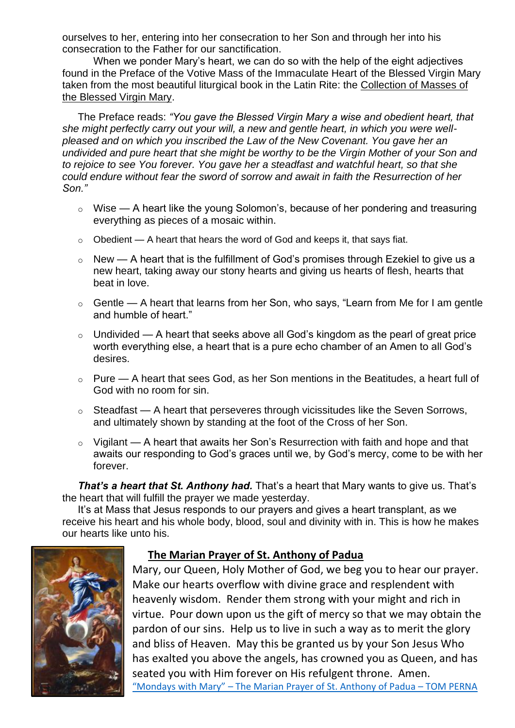ourselves to her, entering into her consecration to her Son and through her into his consecration to the Father for our sanctification.

When we ponder Mary's heart, we can do so with the help of the eight adjectives found in the Preface of the Votive Mass of the Immaculate Heart of the Blessed Virgin Mary taken from the most beautiful liturgical book in the Latin Rite: the Collection of Masses of the Blessed Virgin Mary.

The Preface reads: *"You gave the Blessed Virgin Mary a wise and obedient heart, that she might perfectly carry out your will, a new and gentle heart, in which you were well-pleased and on which you inscribed the Law of the New Covenant. You gave her an undivided and pure heart that she might be worthy to be the Virgin Mother of your Son and to rejoice to see You forever. You gave her a steadfast and watchful heart, so that she could endure without fear the sword of sorrow and await in faith the Resurrection of her Son."*

- Wise — A heart like the young Solomon's, because of her pondering and treasuring everything as pieces of a mosaic within.
- Obedient — A heart that hears the word of God and keeps it, that says fiat.
- New — A heart that is the fulfillment of God's promises through Ezekiel to give us a new heart, taking away our stony hearts and giving us hearts of flesh, hearts that beat in love.
- Gentle — A heart that learns from her Son, who says, "Learn from Me for I am gentle and humble of heart."
- Undivided — A heart that seeks above all God's kingdom as the pearl of great price worth everything else, a heart that is a pure echo chamber of an Amen to all God's desires.
- Pure — A heart that sees God, as her Son mentions in the Beatitudes, a heart full of God with no room for sin.
- Steadfast — A heart that perseveres through vicissitudes like the Seven Sorrows, and ultimately shown by standing at the foot of the Cross of her Son.
- Vigilant — A heart that awaits her Son's Resurrection with faith and hope and that awaits our responding to God's graces until we, by God's mercy, come to be with her forever.

***That's a heart that St. Anthony had.*** That's a heart that Mary wants to give us. That's the heart that will fulfill the prayer we made yesterday.

It's at Mass that Jesus responds to our prayers and gives a heart transplant, as we receive his heart and his whole body, blood, soul and divinity with in. This is how he makes our hearts like unto his.

## The Marian Prayer of St. Anthony of Padua

Mary, our Queen, Holy Mother of God, we beg you to hear our prayer. Make our hearts overflow with divine grace and resplendent with heavenly wisdom. Render them strong with your might and rich in virtue. Pour down upon us the gift of mercy so that we may obtain the pardon of our sins. Help us to live in such a way as to merit the glory and bliss of Heaven. May this be granted us by your Son Jesus Who has exalted you above the angels, has crowned you as Queen, and has seated you with Him forever on His refulgent throne. Amen.

"Mondays with Mary" – The Marian Prayer of St. Anthony of Padua – TOM PERNA